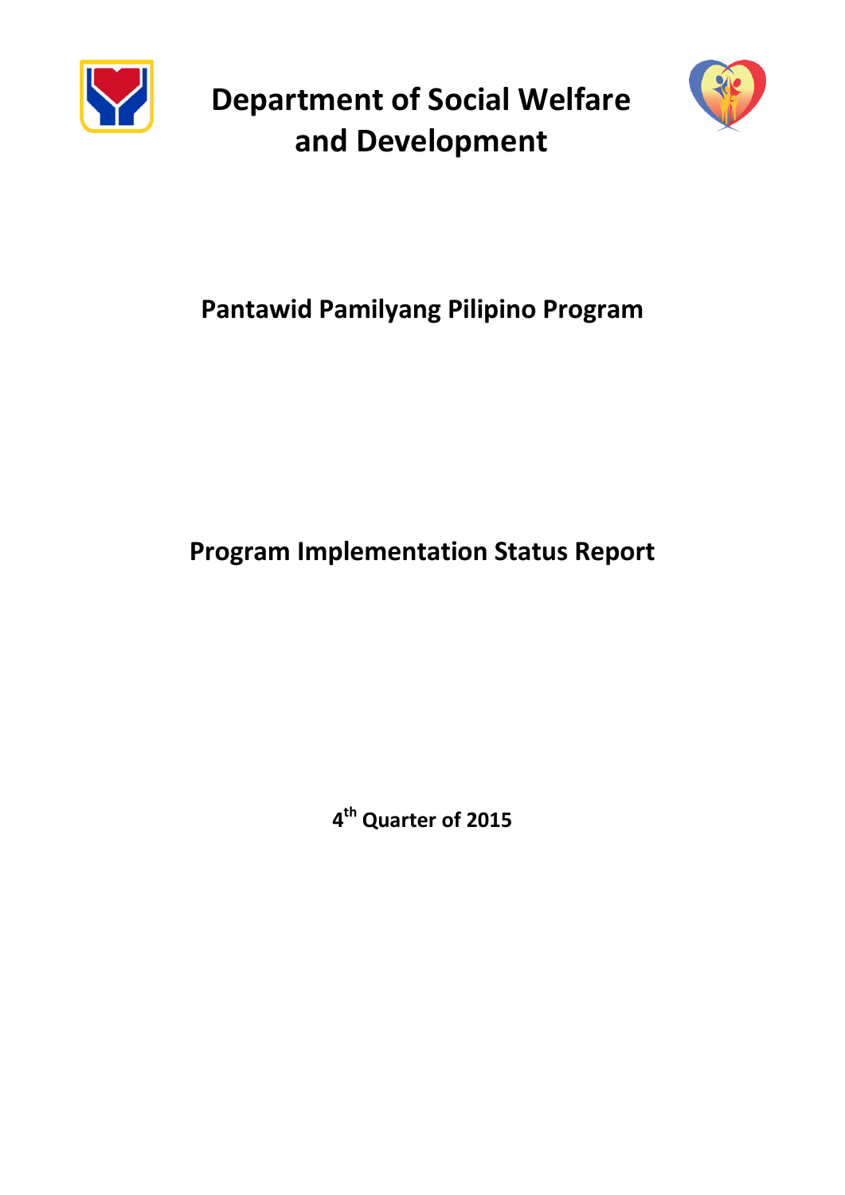# Department of Social Welfare and Development

## Pantawid Pamilyang Pilipino Program

## Program Implementation Status Report

**4th Quarter of 2015**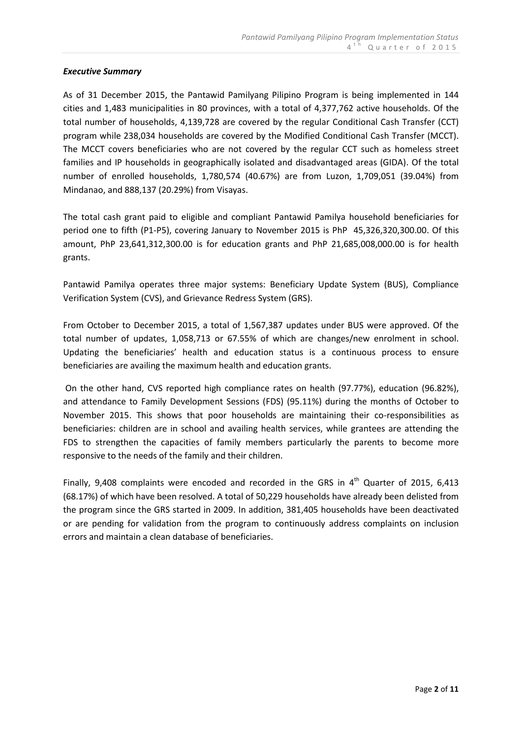### *Executive Summary*

As of 31 December 2015, the Pantawid Pamilyang Pilipino Program is being implemented in 144 cities and 1,483 municipalities in 80 provinces, with a total of 4,377,762 active households. Of the total number of households, 4,139,728 are covered by the regular Conditional Cash Transfer (CCT) program while 238,034 households are covered by the Modified Conditional Cash Transfer (MCCT). The MCCT covers beneficiaries who are not covered by the regular CCT such as homeless street families and IP households in geographically isolated and disadvantaged areas (GIDA). Of the total number of enrolled households, 1,780,574 (40.67%) are from Luzon, 1,709,051 (39.04%) from Mindanao, and 888,137 (20.29%) from Visayas.

The total cash grant paid to eligible and compliant Pantawid Pamilya household beneficiaries for period one to fifth (P1-P5), covering January to November 2015 is PhP 45,326,320,300.00. Of this amount, PhP 23,641,312,300.00 is for education grants and PhP 21,685,008,000.00 is for health grants.

Pantawid Pamilya operates three major systems: Beneficiary Update System (BUS), Compliance Verification System (CVS), and Grievance Redress System (GRS).

From October to December 2015, a total of 1,567,387 updates under BUS were approved. Of the total number of updates, 1,058,713 or 67.55% of which are changes/new enrolment in school. Updating the beneficiaries' health and education status is a continuous process to ensure beneficiaries are availing the maximum health and education grants.

On the other hand, CVS reported high compliance rates on health (97.77%), education (96.82%), and attendance to Family Development Sessions (FDS) (95.11%) during the months of October to November 2015. This shows that poor households are maintaining their co-responsibilities as beneficiaries: children are in school and availing health services, while grantees are attending the FDS to strengthen the capacities of family members particularly the parents to become more responsive to the needs of the family and their children.

Finally, 9,408 complaints were encoded and recorded in the GRS in 4th Quarter of 2015, 6,413 (68.17%) of which have been resolved. A total of 50,229 households have already been delisted from the program since the GRS started in 2009. In addition, 381,405 households have been deactivated or are pending for validation from the program to continuously address complaints on inclusion errors and maintain a clean database of beneficiaries.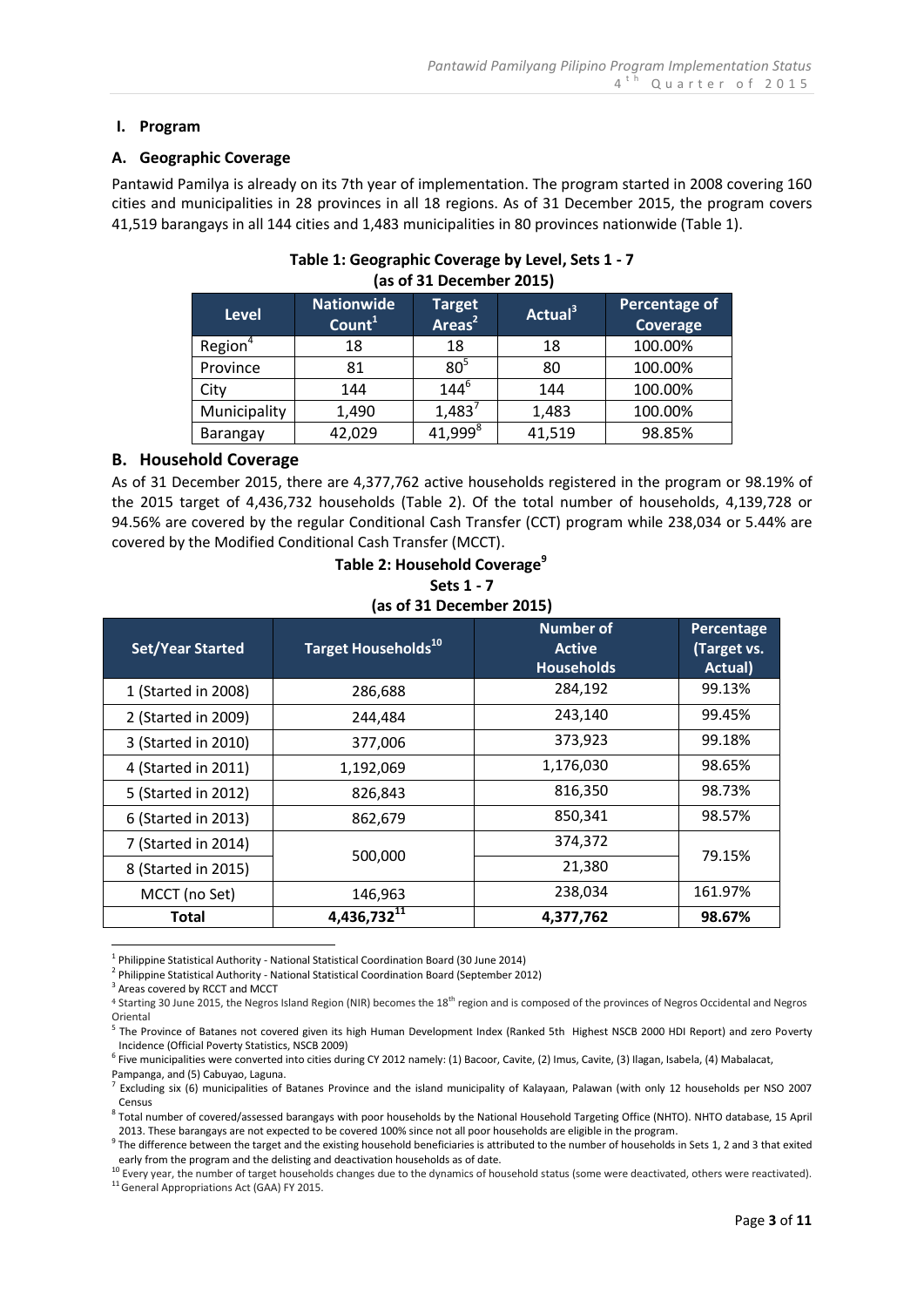## I. Program

### A. Geographic Coverage

Pantawid Pamilya is already on its 7th year of implementation. The program started in 2008 covering 160 cities and municipalities in 28 provinces in all 18 regions. As of 31 December 2015, the program covers 41,519 barangays in all 144 cities and 1,483 municipalities in 80 provinces nationwide (Table 1).

**Table 1: Geographic Coverage by Level, Sets 1 - 7 (as of 31 December 2015)**

| Level | Nationwide Count[1] | Target Areas[2] | Actual[3] | Percentage of Coverage |
|---|---|---|---|---|
| Region[4] | 18 | 18 | 18 | 100.00% |
| Province | 81 | 80[5] | 80 | 100.00% |
| City | 144 | 144[6] | 144 | 100.00% |
| Municipality | 1,490 | 1,483[7] | 1,483 | 100.00% |
| Barangay | 42,029 | 41,999[8] | 41,519 | 98.85% |

### B. Household Coverage

As of 31 December 2015, there are 4,377,762 active households registered in the program or 98.19% of the 2015 target of 4,436,732 households (Table 2). Of the total number of households, 4,139,728 or 94.56% are covered by the regular Conditional Cash Transfer (CCT) program while 238,034 or 5.44% are covered by the Modified Conditional Cash Transfer (MCCT).

**Table 2: Household Coverage[9] Sets 1 - 7 (as of 31 December 2015)**

| Set/Year Started | Target Households[10] | Number of Active Households | Percentage (Target vs. Actual) |
|---|---|---|---|
| 1 (Started in 2008) | 286,688 | 284,192 | 99.13% |
| 2 (Started in 2009) | 244,484 | 243,140 | 99.45% |
| 3 (Started in 2010) | 377,006 | 373,923 | 99.18% |
| 4 (Started in 2011) | 1,192,069 | 1,176,030 | 98.65% |
| 5 (Started in 2012) | 826,843 | 816,350 | 98.73% |
| 6 (Started in 2013) | 862,679 | 850,341 | 98.57% |
| 7 (Started in 2014) | 500,000 | 374,372 | 79.15% |
| 8 (Started in 2015) | | 21,380 | |
| MCCT (no Set) | 146,963 | 238,034 | 161.97% |
| **Total** | **4,436,732[11]** | **4,377,762** | **98.67%** |

[1] Philippine Statistical Authority - National Statistical Coordination Board (30 June 2014)

[2] Philippine Statistical Authority - National Statistical Coordination Board (September 2012)

[3] Areas covered by RCCT and MCCT

[4] Starting 30 June 2015, the Negros Island Region (NIR) becomes the 18th region and is composed of the provinces of Negros Occidental and Negros Oriental

[5] The Province of Batanes not covered given its high Human Development Index (Ranked 5th Highest NSCB 2000 HDI Report) and zero Poverty Incidence (Official Poverty Statistics, NSCB 2009)

[6] Five municipalities were converted into cities during CY 2012 namely: (1) Bacoor, Cavite, (2) Imus, Cavite, (3) Ilagan, Isabela, (4) Mabalacat, Pampanga, and (5) Cabuyao, Laguna.

[7] Excluding six (6) municipalities of Batanes Province and the island municipality of Kalayaan, Palawan (with only 12 households per NSO 2007 Census

[8] Total number of covered/assessed barangays with poor households by the National Household Targeting Office (NHTO). NHTO database, 15 April 2013. These barangays are not expected to be covered 100% since not all poor households are eligible in the program.

[9] The difference between the target and the existing household beneficiaries is attributed to the number of households in Sets 1, 2 and 3 that exited early from the program and the delisting and deactivation households as of date.

[10] Every year, the number of target households changes due to the dynamics of household status (some were deactivated, others were reactivated).

[11] General Appropriations Act (GAA) FY 2015.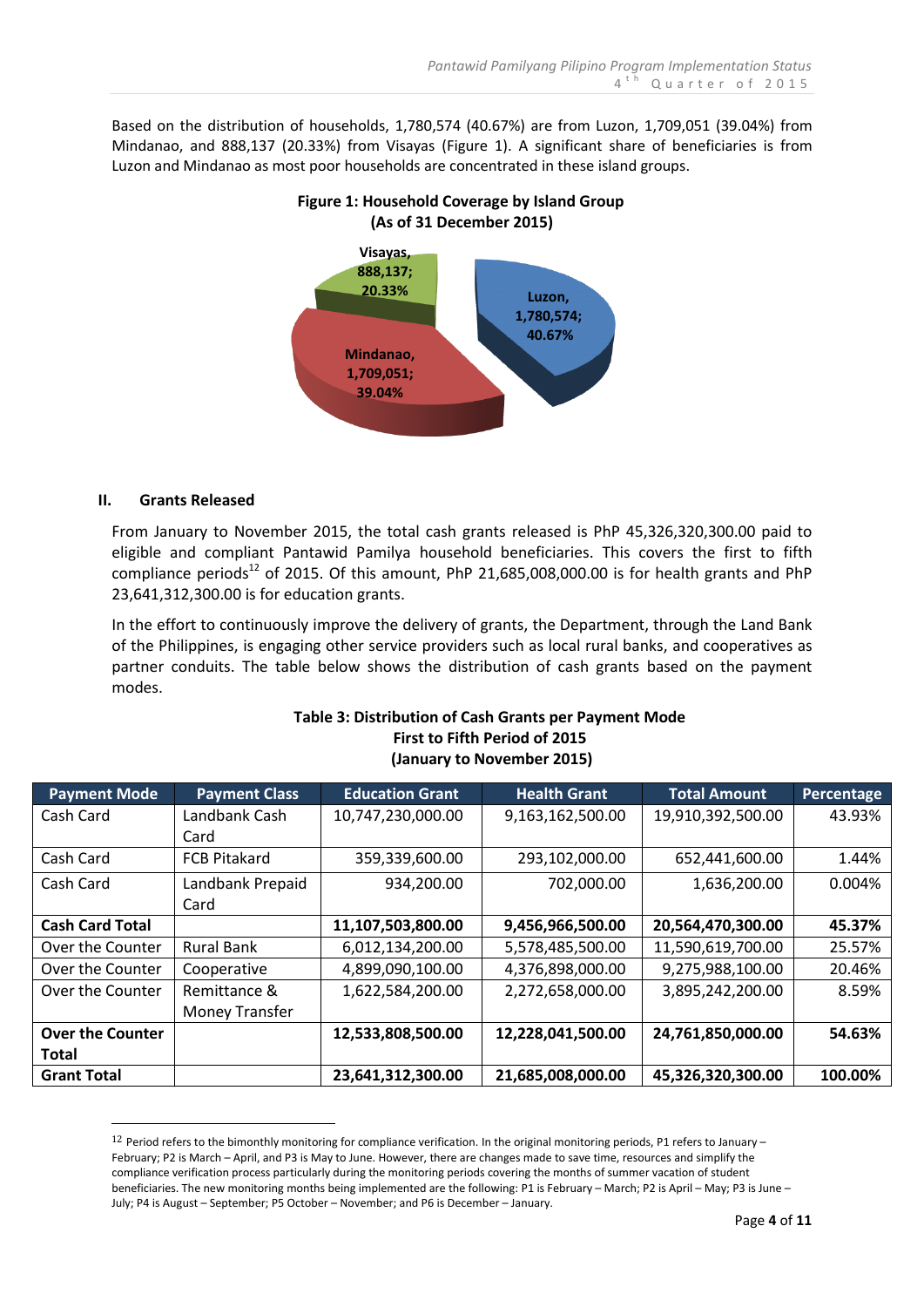Based on the distribution of households, 1,780,574 (40.67%) are from Luzon, 1,709,051 (39.04%) from Mindanao, and 888,137 (20.33%) from Visayas (Figure 1). A significant share of beneficiaries is from Luzon and Mindanao as most poor households are concentrated in these island groups.

**Figure 1: Household Coverage by Island Group (As of 31 December 2015)**

Visayas, 888,137; 20.33%

Luzon, 1,780,574; 40.67%

Mindanao, 1,709,051; 39.04%

## II. Grants Released

From January to November 2015, the total cash grants released is PhP 45,326,320,300.00 paid to eligible and compliant Pantawid Pamilya household beneficiaries. This covers the first to fifth compliance periods[12] of 2015. Of this amount, PhP 21,685,008,000.00 is for health grants and PhP 23,641,312,300.00 is for education grants.

In the effort to continuously improve the delivery of grants, the Department, through the Land Bank of the Philippines, is engaging other service providers such as local rural banks, and cooperatives as partner conduits. The table below shows the distribution of cash grants based on the payment modes.

**Table 3: Distribution of Cash Grants per Payment Mode First to Fifth Period of 2015 (January to November 2015)**

| Payment Mode | Payment Class | Education Grant | Health Grant | Total Amount | Percentage |
|---|---|---|---|---|---|
| Cash Card | Landbank Cash Card | 10,747,230,000.00 | 9,163,162,500.00 | 19,910,392,500.00 | 43.93% |
| Cash Card | FCB Pitakard | 359,339,600.00 | 293,102,000.00 | 652,441,600.00 | 1.44% |
| Cash Card | Landbank Prepaid Card | 934,200.00 | 702,000.00 | 1,636,200.00 | 0.004% |
| **Cash Card Total** | | **11,107,503,800.00** | **9,456,966,500.00** | **20,564,470,300.00** | **45.37%** |
| Over the Counter | Rural Bank | 6,012,134,200.00 | 5,578,485,500.00 | 11,590,619,700.00 | 25.57% |
| Over the Counter | Cooperative | 4,899,090,100.00 | 4,376,898,000.00 | 9,275,988,100.00 | 20.46% |
| Over the Counter | Remittance & Money Transfer | 1,622,584,200.00 | 2,272,658,000.00 | 3,895,242,200.00 | 8.59% |
| **Over the Counter Total** | | **12,533,808,500.00** | **12,228,041,500.00** | **24,761,850,000.00** | **54.63%** |
| **Grant Total** | | **23,641,312,300.00** | **21,685,008,000.00** | **45,326,320,300.00** | **100.00%** |

[12] Period refers to the bimonthly monitoring for compliance verification. In the original monitoring periods, P1 refers to January – February; P2 is March – April, and P3 is May to June. However, there are changes made to save time, resources and simplify the compliance verification process particularly during the monitoring periods covering the months of summer vacation of student beneficiaries. The new monitoring months being implemented are the following: P1 is February – March; P2 is April – May; P3 is June – July; P4 is August – September; P5 October – November; and P6 is December – January.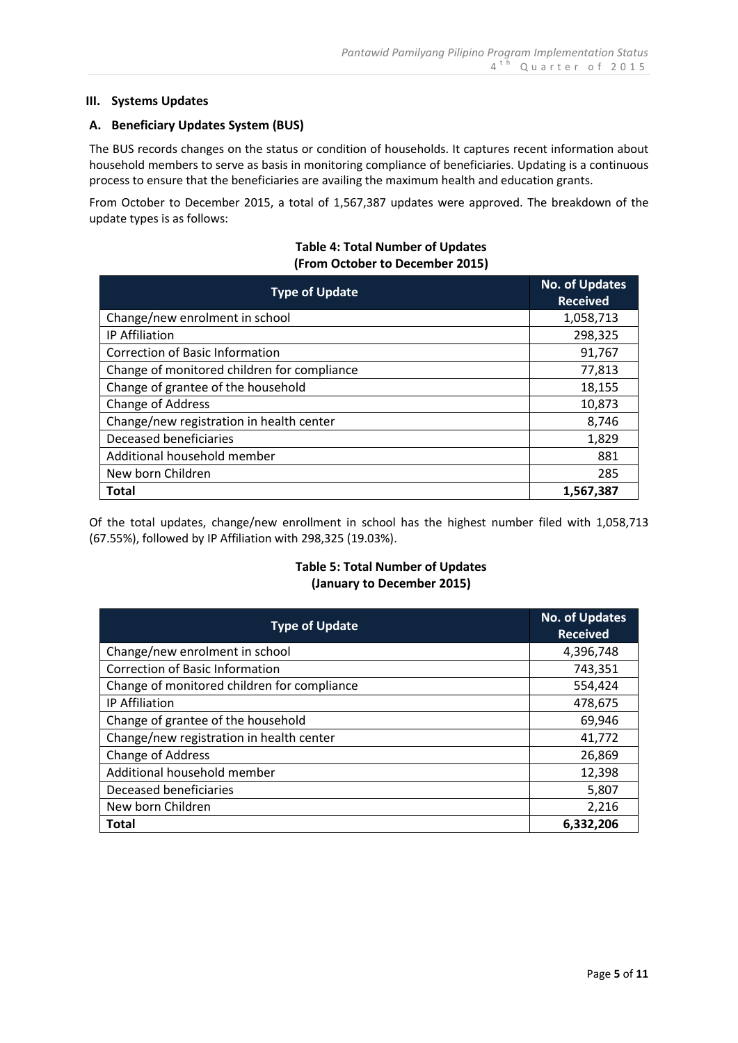## III. Systems Updates

### A. Beneficiary Updates System (BUS)

The BUS records changes on the status or condition of households. It captures recent information about household members to serve as basis in monitoring compliance of beneficiaries. Updating is a continuous process to ensure that the beneficiaries are availing the maximum health and education grants.

From October to December 2015, a total of 1,567,387 updates were approved. The breakdown of the update types is as follows:

**Table 4: Total Number of Updates (From October to December 2015)**

| Type of Update | No. of Updates Received |
|---|---:|
| Change/new enrolment in school | 1,058,713 |
| IP Affiliation | 298,325 |
| Correction of Basic Information | 91,767 |
| Change of monitored children for compliance | 77,813 |
| Change of grantee of the household | 18,155 |
| Change of Address | 10,873 |
| Change/new registration in health center | 8,746 |
| Deceased beneficiaries | 1,829 |
| Additional household member | 881 |
| New born Children | 285 |
| **Total** | **1,567,387** |

Of the total updates, change/new enrollment in school has the highest number filed with 1,058,713 (67.55%), followed by IP Affiliation with 298,325 (19.03%).

**Table 5: Total Number of Updates (January to December 2015)**

| Type of Update | No. of Updates Received |
|---|---:|
| Change/new enrolment in school | 4,396,748 |
| Correction of Basic Information | 743,351 |
| Change of monitored children for compliance | 554,424 |
| IP Affiliation | 478,675 |
| Change of grantee of the household | 69,946 |
| Change/new registration in health center | 41,772 |
| Change of Address | 26,869 |
| Additional household member | 12,398 |
| Deceased beneficiaries | 5,807 |
| New born Children | 2,216 |
| **Total** | **6,332,206** |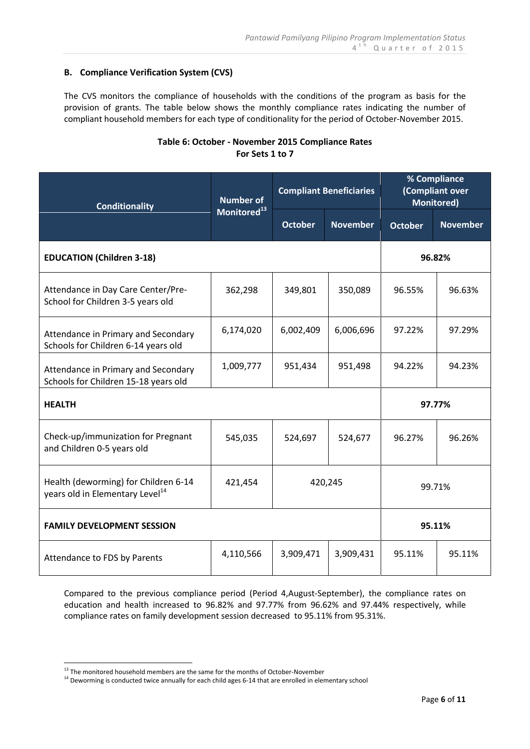### B. Compliance Verification System (CVS)

The CVS monitors the compliance of households with the conditions of the program as basis for the provision of grants. The table below shows the monthly compliance rates indicating the number of compliant household members for each type of conditionality for the period of October-November 2015.

**Table 6: October - November 2015 Compliance Rates For Sets 1 to 7**

| Conditionality | Number of Monitored[13] | Compliant Beneficiaries | | % Compliance (Compliant over Monitored) | |
|---|---|---|---|---|---|
| | | October | November | October | November |
| **EDUCATION (Children 3-18)** | | | | **96.82%** | |
| Attendance in Day Care Center/Pre-School for Children 3-5 years old | 362,298 | 349,801 | 350,089 | 96.55% | 96.63% |
| Attendance in Primary and Secondary Schools for Children 6-14 years old | 6,174,020 | 6,002,409 | 6,006,696 | 97.22% | 97.29% |
| Attendance in Primary and Secondary Schools for Children 15-18 years old | 1,009,777 | 951,434 | 951,498 | 94.22% | 94.23% |
| **HEALTH** | | | | **97.77%** | |
| Check-up/immunization for Pregnant and Children 0-5 years old | 545,035 | 524,697 | 524,677 | 96.27% | 96.26% |
| Health (deworming) for Children 6-14 years old in Elementary Level[14] | 421,454 | 420,245 | | 99.71% | |
| **FAMILY DEVELOPMENT SESSION** | | | | **95.11%** | |
| Attendance to FDS by Parents | 4,110,566 | 3,909,471 | 3,909,431 | 95.11% | 95.11% |

Compared to the previous compliance period (Period 4,August-September), the compliance rates on education and health increased to 96.82% and 97.77% from 96.62% and 97.44% respectively, while compliance rates on family development session decreased to 95.11% from 95.31%.

---

[13] The monitored household members are the same for the months of October-November

[14] Deworming is conducted twice annually for each child ages 6-14 that are enrolled in elementary school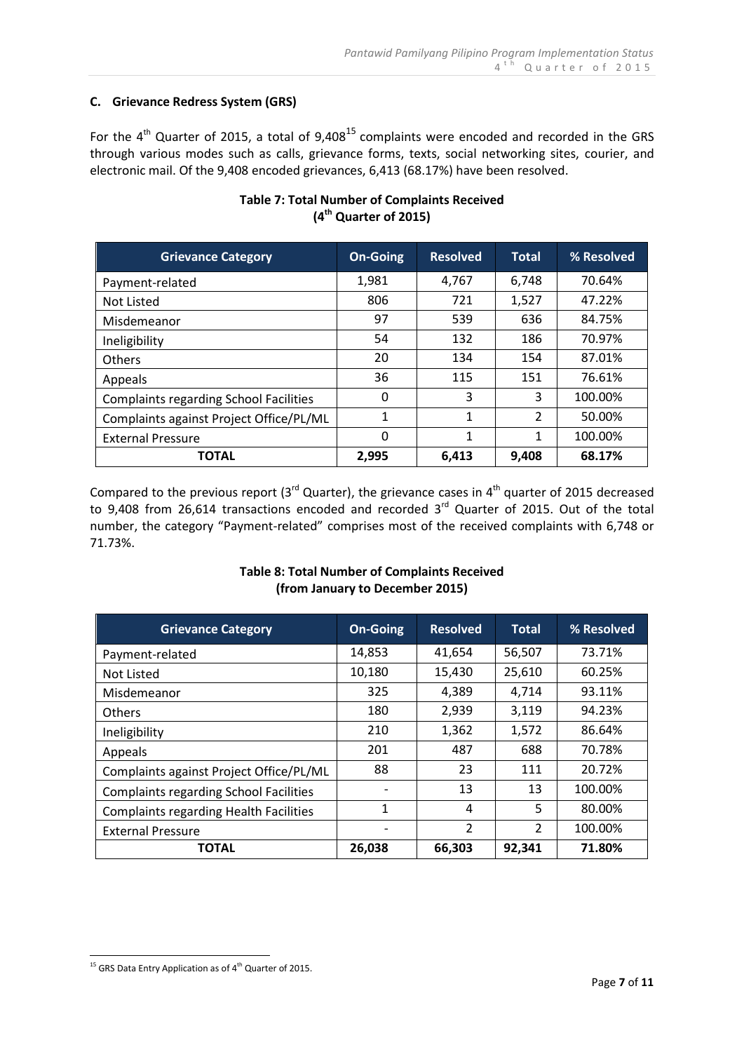### C. Grievance Redress System (GRS)

For the 4th Quarter of 2015, a total of 9,408[15] complaints were encoded and recorded in the GRS through various modes such as calls, grievance forms, texts, social networking sites, courier, and electronic mail. Of the 9,408 encoded grievances, 6,413 (68.17%) have been resolved.

**Table 7: Total Number of Complaints Received (4th Quarter of 2015)**

| Grievance Category | On-Going | Resolved | Total | % Resolved |
|---|---|---|---|---|
| Payment-related | 1,981 | 4,767 | 6,748 | 70.64% |
| Not Listed | 806 | 721 | 1,527 | 47.22% |
| Misdemeanor | 97 | 539 | 636 | 84.75% |
| Ineligibility | 54 | 132 | 186 | 70.97% |
| Others | 20 | 134 | 154 | 87.01% |
| Appeals | 36 | 115 | 151 | 76.61% |
| Complaints regarding School Facilities | 0 | 3 | 3 | 100.00% |
| Complaints against Project Office/PL/ML | 1 | 1 | 2 | 50.00% |
| External Pressure | 0 | 1 | 1 | 100.00% |
| **TOTAL** | **2,995** | **6,413** | **9,408** | **68.17%** |

Compared to the previous report (3rd Quarter), the grievance cases in 4th quarter of 2015 decreased to 9,408 from 26,614 transactions encoded and recorded 3rd Quarter of 2015. Out of the total number, the category "Payment-related" comprises most of the received complaints with 6,748 or 71.73%.

**Table 8: Total Number of Complaints Received (from January to December 2015)**

| Grievance Category | On-Going | Resolved | Total | % Resolved |
|---|---|---|---|---|
| Payment-related | 14,853 | 41,654 | 56,507 | 73.71% |
| Not Listed | 10,180 | 15,430 | 25,610 | 60.25% |
| Misdemeanor | 325 | 4,389 | 4,714 | 93.11% |
| Others | 180 | 2,939 | 3,119 | 94.23% |
| Ineligibility | 210 | 1,362 | 1,572 | 86.64% |
| Appeals | 201 | 487 | 688 | 70.78% |
| Complaints against Project Office/PL/ML | 88 | 23 | 111 | 20.72% |
| Complaints regarding School Facilities | - | 13 | 13 | 100.00% |
| Complaints regarding Health Facilities | 1 | 4 | 5 | 80.00% |
| External Pressure | - | 2 | 2 | 100.00% |
| **TOTAL** | **26,038** | **66,303** | **92,341** | **71.80%** |

[15] GRS Data Entry Application as of 4th Quarter of 2015.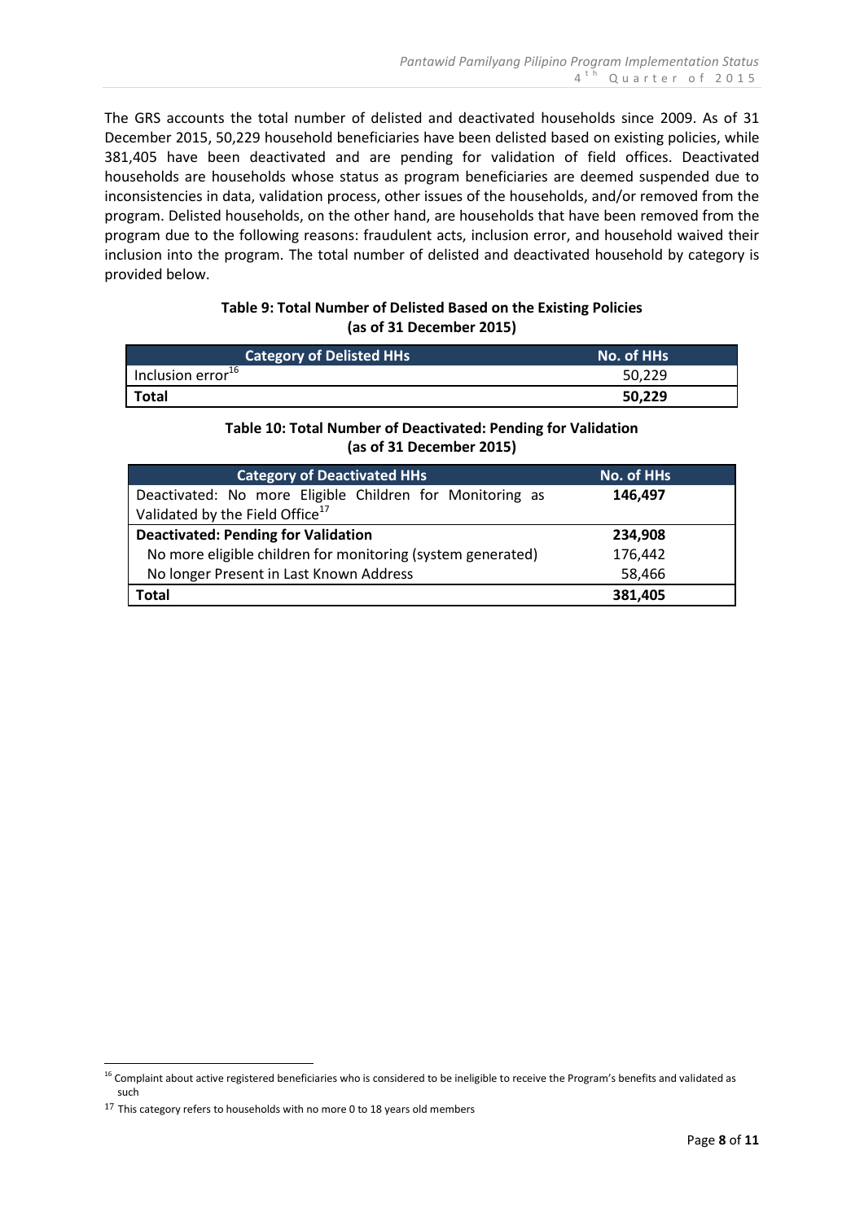The GRS accounts the total number of delisted and deactivated households since 2009. As of 31 December 2015, 50,229 household beneficiaries have been delisted based on existing policies, while 381,405 have been deactivated and are pending for validation of field offices. Deactivated households are households whose status as program beneficiaries are deemed suspended due to inconsistencies in data, validation process, other issues of the households, and/or removed from the program. Delisted households, on the other hand, are households that have been removed from the program due to the following reasons: fraudulent acts, inclusion error, and household waived their inclusion into the program. The total number of delisted and deactivated household by category is provided below.

**Table 9: Total Number of Delisted Based on the Existing Policies (as of 31 December 2015)**

| Category of Delisted HHs | No. of HHs |
|---|---|
| Inclusion error[16] | 50,229 |
| **Total** | **50,229** |

**Table 10: Total Number of Deactivated: Pending for Validation (as of 31 December 2015)**

| Category of Deactivated HHs | No. of HHs |
|---|---|
| Deactivated: No more Eligible Children for Monitoring as Validated by the Field Office[17] | **146,497** |
| **Deactivated: Pending for Validation** | **234,908** |
| No more eligible children for monitoring (system generated) | 176,442 |
| No longer Present in Last Known Address | 58,466 |
| **Total** | **381,405** |

[16] Complaint about active registered beneficiaries who is considered to be ineligible to receive the Program's benefits and validated as such

[17] This category refers to households with no more 0 to 18 years old members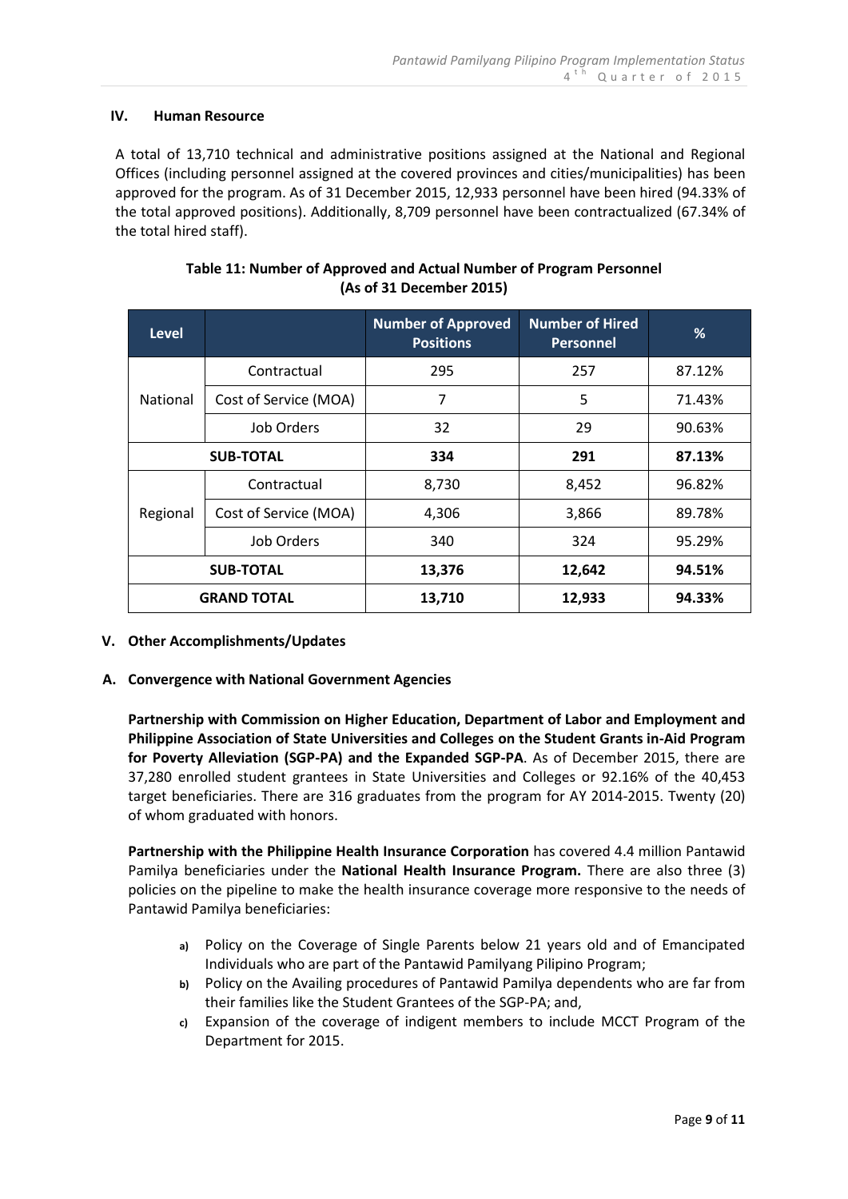## IV. Human Resource

A total of 13,710 technical and administrative positions assigned at the National and Regional Offices (including personnel assigned at the covered provinces and cities/municipalities) has been approved for the program. As of 31 December 2015, 12,933 personnel have been hired (94.33% of the total approved positions). Additionally, 8,709 personnel have been contractualized (67.34% of the total hired staff).

**Table 11: Number of Approved and Actual Number of Program Personnel (As of 31 December 2015)**

| Level | | Number of Approved Positions | Number of Hired Personnel | % |
|---|---|---|---|---|
| National | Contractual | 295 | 257 | 87.12% |
| | Cost of Service (MOA) | 7 | 5 | 71.43% |
| | Job Orders | 32 | 29 | 90.63% |
| **SUB-TOTAL** | | **334** | **291** | **87.13%** |
| Regional | Contractual | 8,730 | 8,452 | 96.82% |
| | Cost of Service (MOA) | 4,306 | 3,866 | 89.78% |
| | Job Orders | 340 | 324 | 95.29% |
| **SUB-TOTAL** | | **13,376** | **12,642** | **94.51%** |
| **GRAND TOTAL** | | **13,710** | **12,933** | **94.33%** |

## V. Other Accomplishments/Updates

### A. Convergence with National Government Agencies

**Partnership with Commission on Higher Education, Department of Labor and Employment and Philippine Association of State Universities and Colleges on the Student Grants in-Aid Program for Poverty Alleviation (SGP-PA) and the Expanded SGP-PA**. As of December 2015, there are 37,280 enrolled student grantees in State Universities and Colleges or 92.16% of the 40,453 target beneficiaries. There are 316 graduates from the program for AY 2014-2015. Twenty (20) of whom graduated with honors.

**Partnership with the Philippine Health Insurance Corporation** has covered 4.4 million Pantawid Pamilya beneficiaries under the **National Health Insurance Program.** There are also three (3) policies on the pipeline to make the health insurance coverage more responsive to the needs of Pantawid Pamilya beneficiaries:

a) Policy on the Coverage of Single Parents below 21 years old and of Emancipated Individuals who are part of the Pantawid Pamilyang Pilipino Program;
b) Policy on the Availing procedures of Pantawid Pamilya dependents who are far from their families like the Student Grantees of the SGP-PA; and,
c) Expansion of the coverage of indigent members to include MCCT Program of the Department for 2015.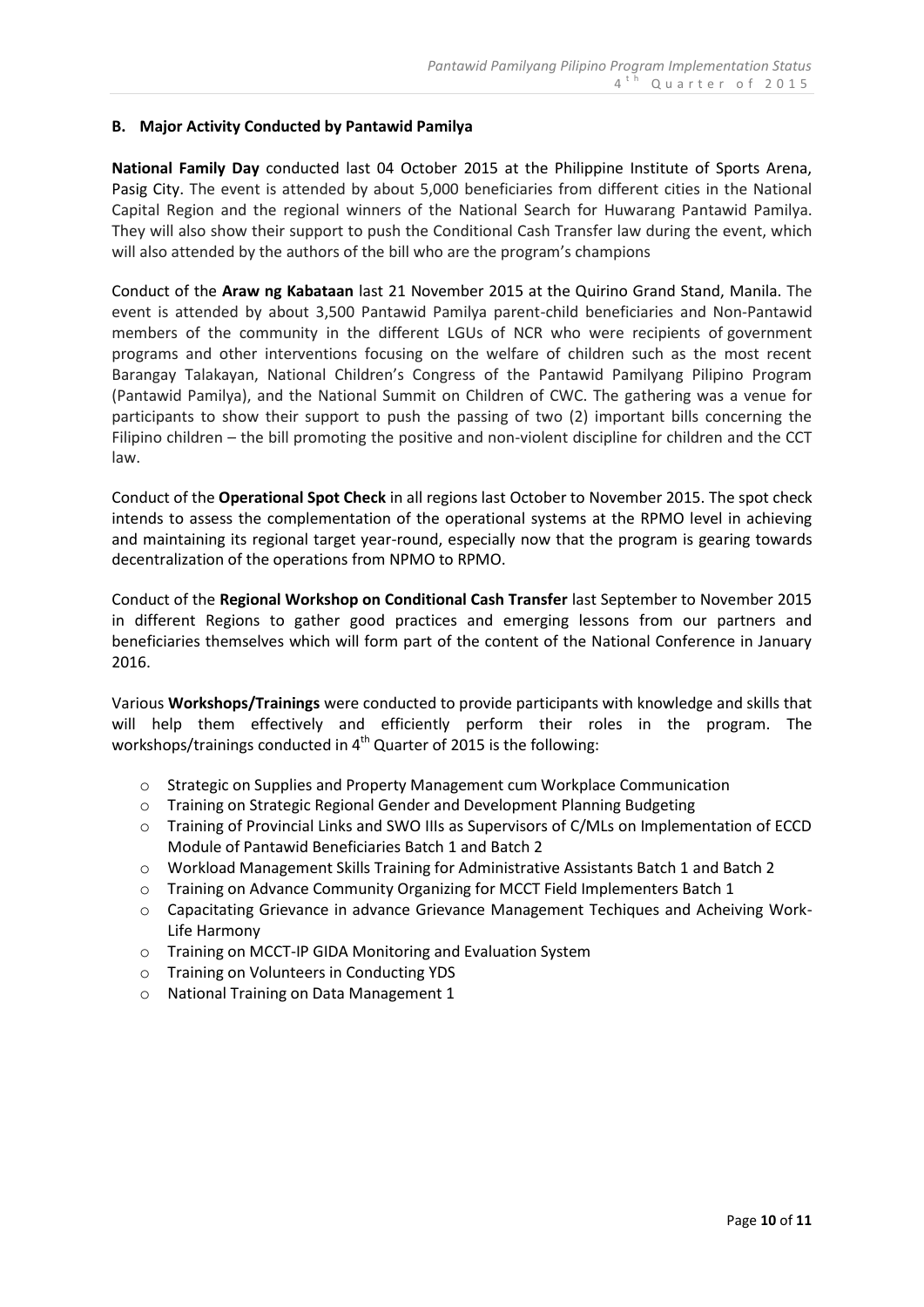### B. Major Activity Conducted by Pantawid Pamilya

**National Family Day** conducted last 04 October 2015 at the Philippine Institute of Sports Arena, Pasig City. The event is attended by about 5,000 beneficiaries from different cities in the National Capital Region and the regional winners of the National Search for Huwarang Pantawid Pamilya. They will also show their support to push the Conditional Cash Transfer law during the event, which will also attended by the authors of the bill who are the program's champions

Conduct of the **Araw ng Kabataan** last 21 November 2015 at the Quirino Grand Stand, Manila. The event is attended by about 3,500 Pantawid Pamilya parent-child beneficiaries and Non-Pantawid members of the community in the different LGUs of NCR who were recipients of government programs and other interventions focusing on the welfare of children such as the most recent Barangay Talakayan, National Children's Congress of the Pantawid Pamilyang Pilipino Program (Pantawid Pamilya), and the National Summit on Children of CWC. The gathering was a venue for participants to show their support to push the passing of two (2) important bills concerning the Filipino children – the bill promoting the positive and non-violent discipline for children and the CCT law.

Conduct of the **Operational Spot Check** in all regions last October to November 2015. The spot check intends to assess the complementation of the operational systems at the RPMO level in achieving and maintaining its regional target year-round, especially now that the program is gearing towards decentralization of the operations from NPMO to RPMO.

Conduct of the **Regional Workshop on Conditional Cash Transfer** last September to November 2015 in different Regions to gather good practices and emerging lessons from our partners and beneficiaries themselves which will form part of the content of the National Conference in January 2016.

Various **Workshops/Trainings** were conducted to provide participants with knowledge and skills that will help them effectively and efficiently perform their roles in the program. The workshops/trainings conducted in 4th Quarter of 2015 is the following:

- Strategic on Supplies and Property Management cum Workplace Communication
- Training on Strategic Regional Gender and Development Planning Budgeting
- Training of Provincial Links and SWO IIIs as Supervisors of C/MLs on Implementation of ECCD Module of Pantawid Beneficiaries Batch 1 and Batch 2
- Workload Management Skills Training for Administrative Assistants Batch 1 and Batch 2
- Training on Advance Community Organizing for MCCT Field Implementers Batch 1
- Capacitating Grievance in advance Grievance Management Techiques and Acheiving Work-Life Harmony
- Training on MCCT-IP GIDA Monitoring and Evaluation System
- Training on Volunteers in Conducting YDS
- National Training on Data Management 1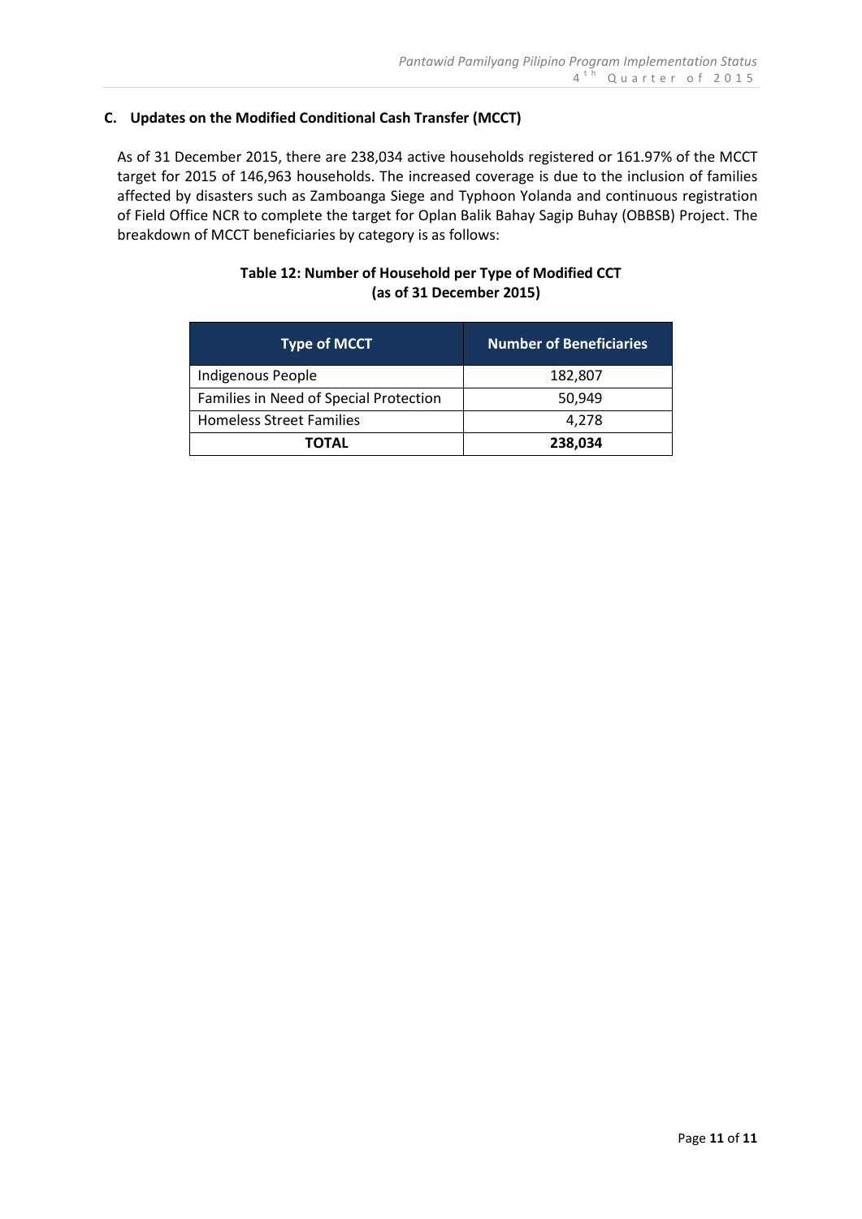## C. Updates on the Modified Conditional Cash Transfer (MCCT)

As of 31 December 2015, there are 238,034 active households registered or 161.97% of the MCCT target for 2015 of 146,963 households. The increased coverage is due to the inclusion of families affected by disasters such as Zamboanga Siege and Typhoon Yolanda and continuous registration of Field Office NCR to complete the target for Oplan Balik Bahay Sagip Buhay (OBBSB) Project. The breakdown of MCCT beneficiaries by category is as follows:

**Table 12: Number of Household per Type of Modified CCT (as of 31 December 2015)**

| Type of MCCT | Number of Beneficiaries |
|---|---|
| Indigenous People | 182,807 |
| Families in Need of Special Protection | 50,949 |
| Homeless Street Families | 4,278 |
| **TOTAL** | **238,034** |